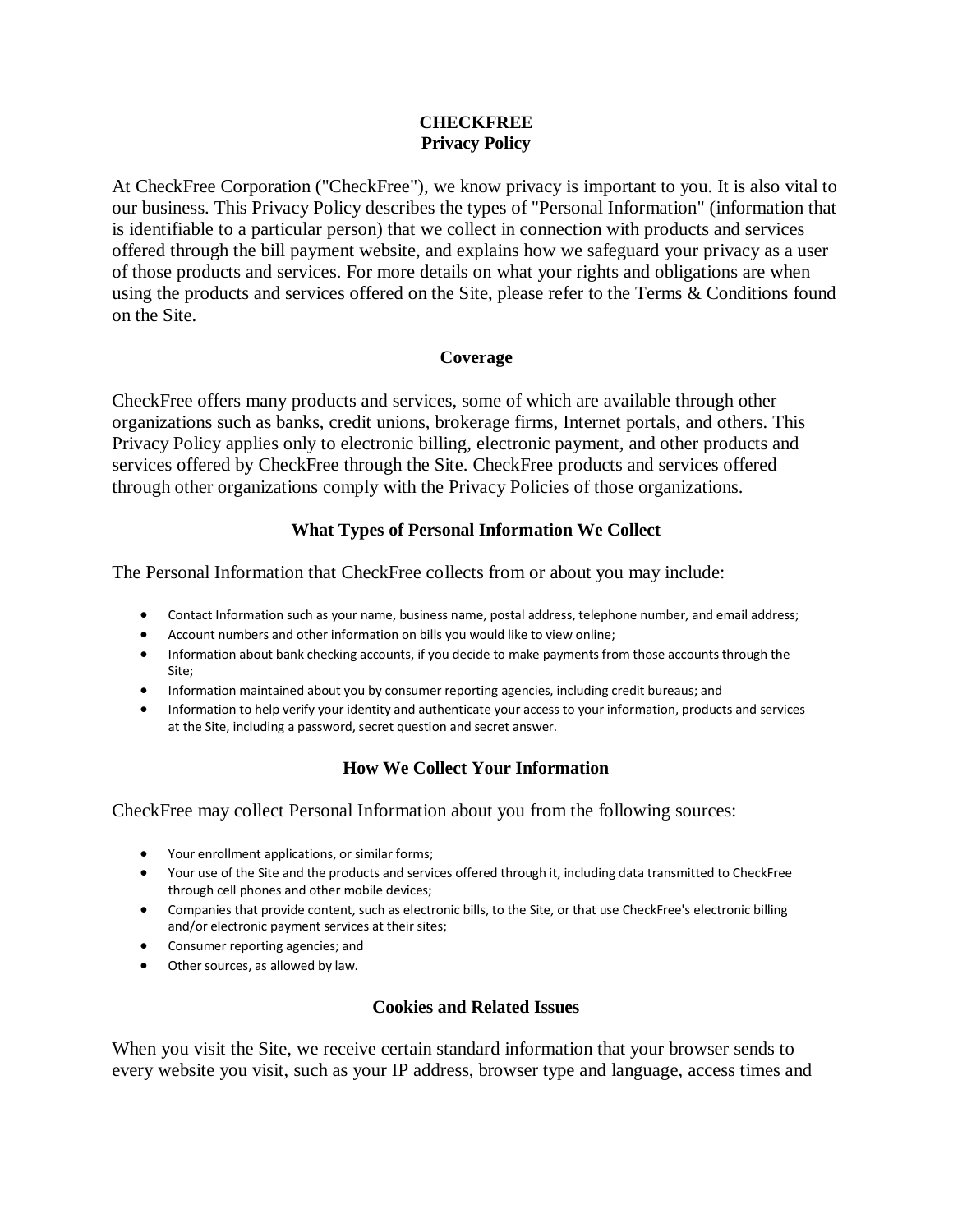# CHECKFREE
# Privacy Policy

At CheckFree Corporation ("CheckFree"), we know privacy is important to you. It is also vital to our business. This Privacy Policy describes the types of "Personal Information" (information that is identifiable to a particular person) that we collect in connection with products and services offered through the bill payment website, and explains how we safeguard your privacy as a user of those products and services. For more details on what your rights and obligations are when using the products and services offered on the Site, please refer to the Terms & Conditions found on the Site.

## Coverage

CheckFree offers many products and services, some of which are available through other organizations such as banks, credit unions, brokerage firms, Internet portals, and others. This Privacy Policy applies only to electronic billing, electronic payment, and other products and services offered by CheckFree through the Site. CheckFree products and services offered through other organizations comply with the Privacy Policies of those organizations.

## What Types of Personal Information We Collect

The Personal Information that CheckFree collects from or about you may include:

- Contact Information such as your name, business name, postal address, telephone number, and email address;
- Account numbers and other information on bills you would like to view online;
- Information about bank checking accounts, if you decide to make payments from those accounts through the Site;
- Information maintained about you by consumer reporting agencies, including credit bureaus; and
- Information to help verify your identity and authenticate your access to your information, products and services at the Site, including a password, secret question and secret answer.

## How We Collect Your Information

CheckFree may collect Personal Information about you from the following sources:

- Your enrollment applications, or similar forms;
- Your use of the Site and the products and services offered through it, including data transmitted to CheckFree through cell phones and other mobile devices;
- Companies that provide content, such as electronic bills, to the Site, or that use CheckFree's electronic billing and/or electronic payment services at their sites;
- Consumer reporting agencies; and
- Other sources, as allowed by law.

## Cookies and Related Issues

When you visit the Site, we receive certain standard information that your browser sends to every website you visit, such as your IP address, browser type and language, access times and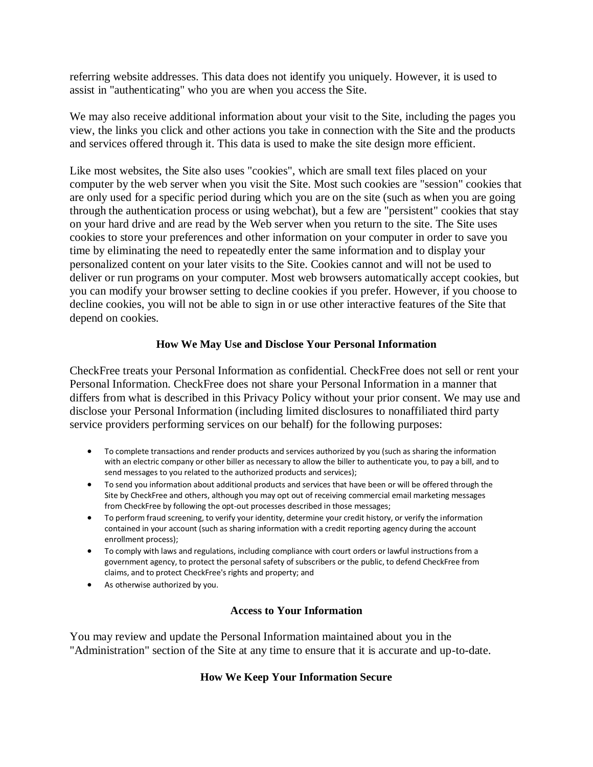referring website addresses. This data does not identify you uniquely. However, it is used to assist in "authenticating" who you are when you access the Site.

We may also receive additional information about your visit to the Site, including the pages you view, the links you click and other actions you take in connection with the Site and the products and services offered through it. This data is used to make the site design more efficient.

Like most websites, the Site also uses "cookies", which are small text files placed on your computer by the web server when you visit the Site. Most such cookies are "session" cookies that are only used for a specific period during which you are on the site (such as when you are going through the authentication process or using webchat), but a few are "persistent" cookies that stay on your hard drive and are read by the Web server when you return to the site. The Site uses cookies to store your preferences and other information on your computer in order to save you time by eliminating the need to repeatedly enter the same information and to display your personalized content on your later visits to the Site. Cookies cannot and will not be used to deliver or run programs on your computer. Most web browsers automatically accept cookies, but you can modify your browser setting to decline cookies if you prefer. However, if you choose to decline cookies, you will not be able to sign in or use other interactive features of the Site that depend on cookies.

## How We May Use and Disclose Your Personal Information

CheckFree treats your Personal Information as confidential. CheckFree does not sell or rent your Personal Information. CheckFree does not share your Personal Information in a manner that differs from what is described in this Privacy Policy without your prior consent. We may use and disclose your Personal Information (including limited disclosures to nonaffiliated third party service providers performing services on our behalf) for the following purposes:

- To complete transactions and render products and services authorized by you (such as sharing the information with an electric company or other biller as necessary to allow the biller to authenticate you, to pay a bill, and to send messages to you related to the authorized products and services);
- To send you information about additional products and services that have been or will be offered through the Site by CheckFree and others, although you may opt out of receiving commercial email marketing messages from CheckFree by following the opt-out processes described in those messages;
- To perform fraud screening, to verify your identity, determine your credit history, or verify the information contained in your account (such as sharing information with a credit reporting agency during the account enrollment process);
- To comply with laws and regulations, including compliance with court orders or lawful instructions from a government agency, to protect the personal safety of subscribers or the public, to defend CheckFree from claims, and to protect CheckFree's rights and property; and
- As otherwise authorized by you.

## Access to Your Information

You may review and update the Personal Information maintained about you in the "Administration" section of the Site at any time to ensure that it is accurate and up-to-date.

## How We Keep Your Information Secure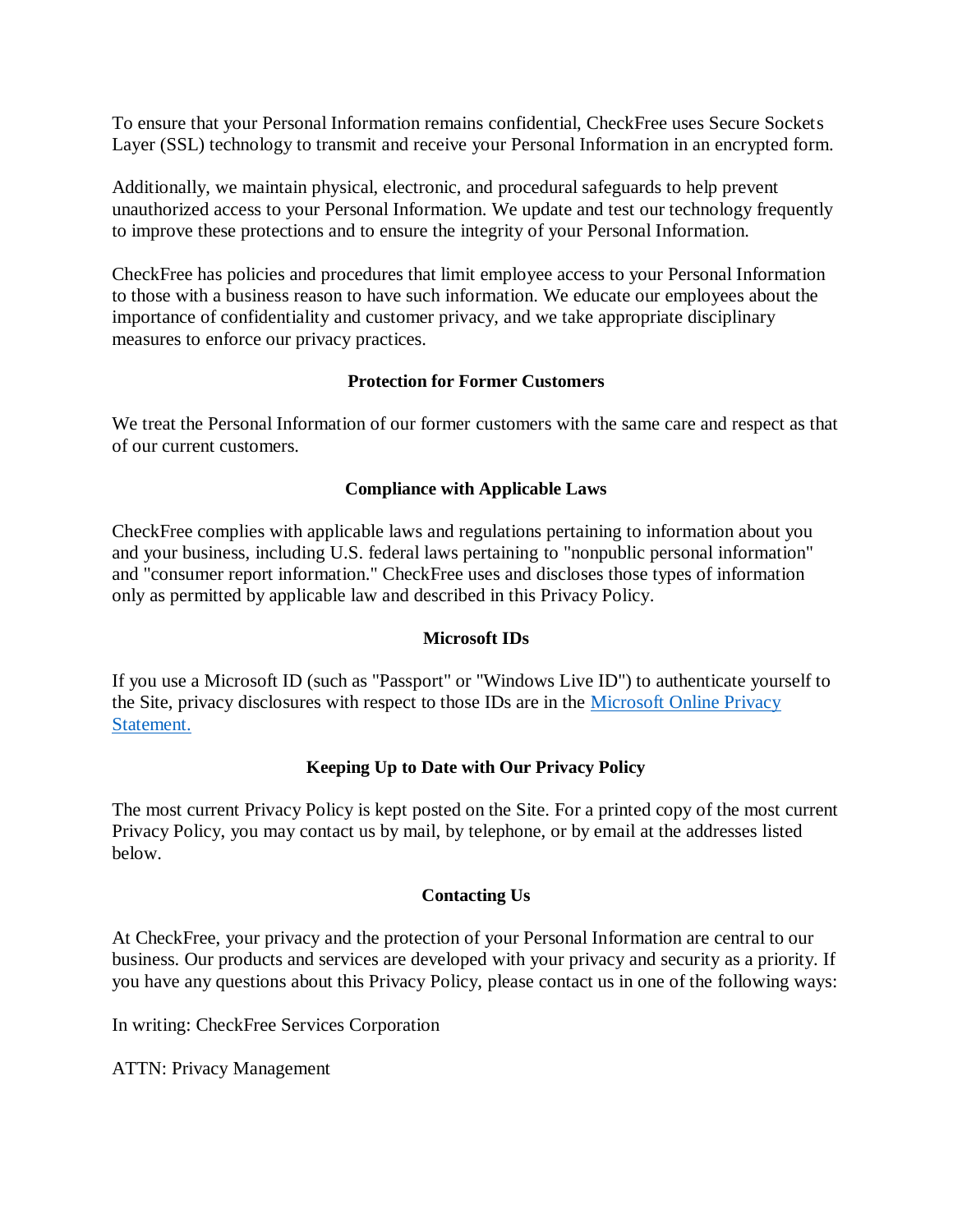To ensure that your Personal Information remains confidential, CheckFree uses Secure Sockets Layer (SSL) technology to transmit and receive your Personal Information in an encrypted form.

Additionally, we maintain physical, electronic, and procedural safeguards to help prevent unauthorized access to your Personal Information. We update and test our technology frequently to improve these protections and to ensure the integrity of your Personal Information.

CheckFree has policies and procedures that limit employee access to your Personal Information to those with a business reason to have such information. We educate our employees about the importance of confidentiality and customer privacy, and we take appropriate disciplinary measures to enforce our privacy practices.

## Protection for Former Customers

We treat the Personal Information of our former customers with the same care and respect as that of our current customers.

## Compliance with Applicable Laws

CheckFree complies with applicable laws and regulations pertaining to information about you and your business, including U.S. federal laws pertaining to "nonpublic personal information" and "consumer report information." CheckFree uses and discloses those types of information only as permitted by applicable law and described in this Privacy Policy.

## Microsoft IDs

If you use a Microsoft ID (such as "Passport" or "Windows Live ID") to authenticate yourself to the Site, privacy disclosures with respect to those IDs are in the Microsoft Online Privacy Statement.

## Keeping Up to Date with Our Privacy Policy

The most current Privacy Policy is kept posted on the Site. For a printed copy of the most current Privacy Policy, you may contact us by mail, by telephone, or by email at the addresses listed below.

## Contacting Us

At CheckFree, your privacy and the protection of your Personal Information are central to our business. Our products and services are developed with your privacy and security as a priority. If you have any questions about this Privacy Policy, please contact us in one of the following ways:

In writing: CheckFree Services Corporation

ATTN: Privacy Management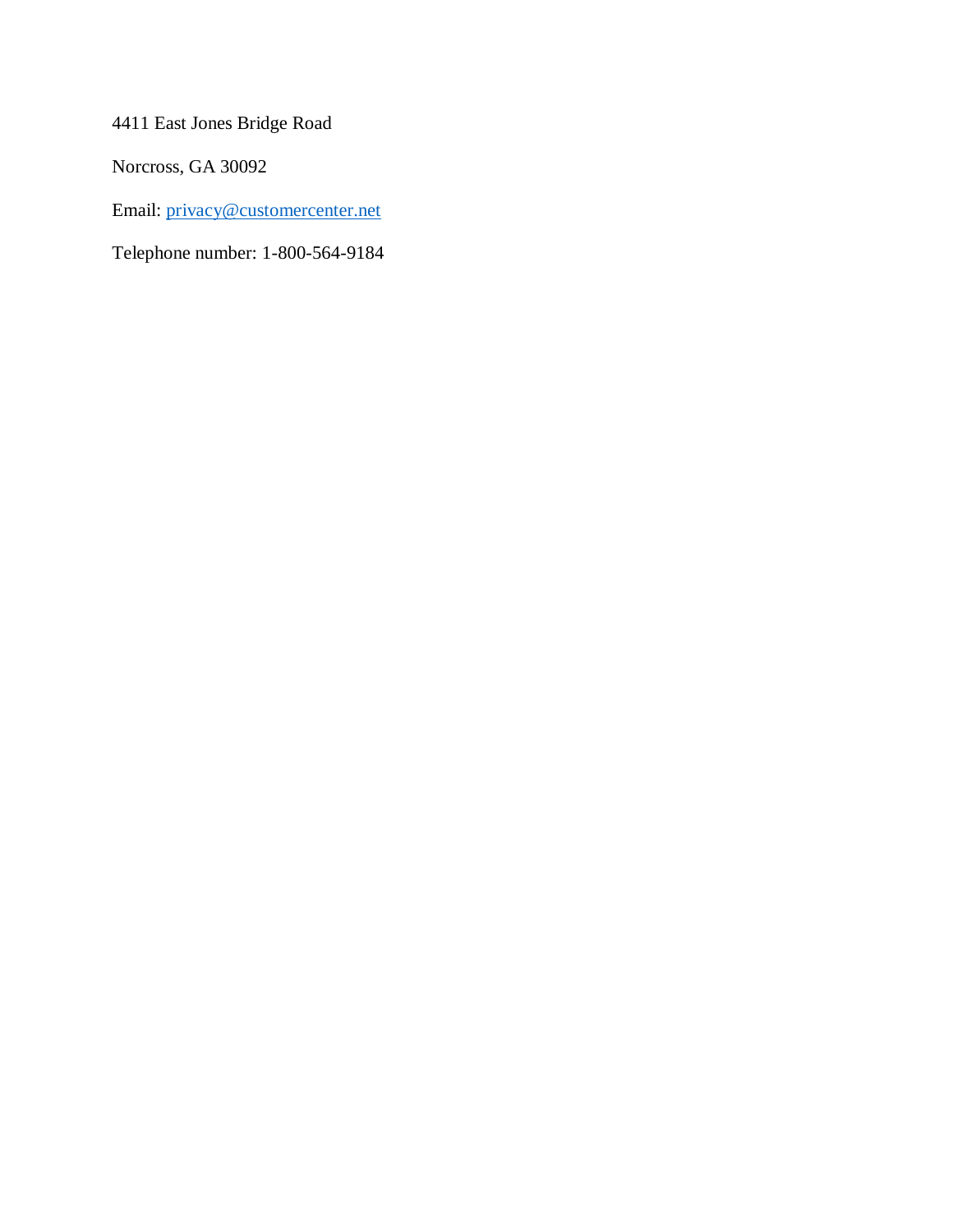4411 East Jones Bridge Road

Norcross, GA 30092

Email: [privacy@customercenter.net](mailto:privacy@customercenter.net)

Telephone number: 1-800-564-9184